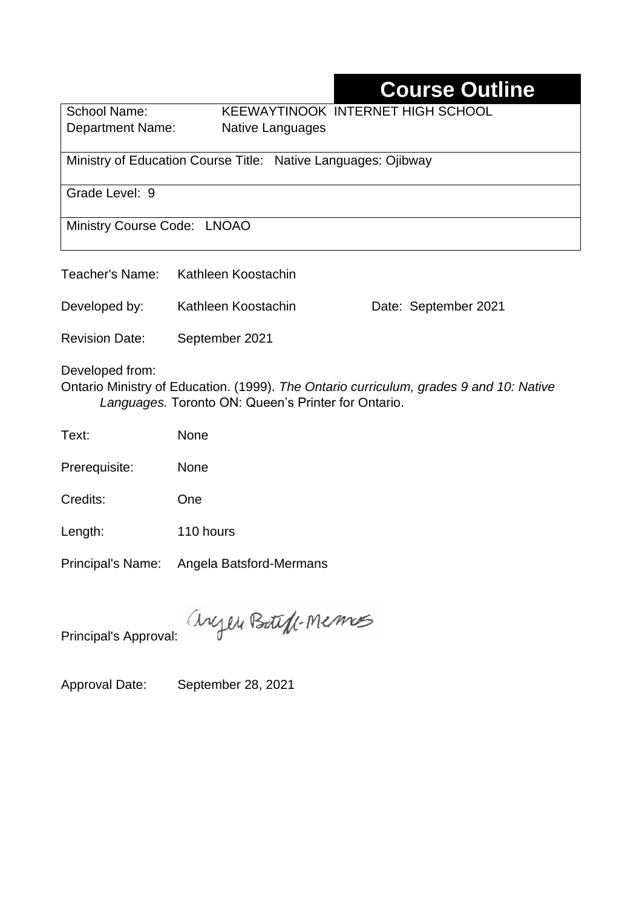# Course Outline

| | |
|---|---|
| School Name: | KEEWAYTINOOK INTERNET HIGH SCHOOL |
| Department Name: | Native Languages |
| Ministry of Education Course Title: Native Languages: Ojibway | |
| Grade Level: 9 | |
| Ministry Course Code: LNOAO | |

Teacher's Name: Kathleen Koostachin

Developed by: Kathleen Koostachin Date: September 2021

Revision Date: September 2021

Developed from:
Ontario Ministry of Education. (1999). *The Ontario curriculum, grades 9 and 10: Native Languages.* Toronto ON: Queen's Printer for Ontario.

Text: None

Prerequisite: None

Credits: One

Length: 110 hours

Principal's Name: Angela Batsford-Mermans

Principal's Approval: Angela Batsford-Mermans

Approval Date: September 28, 2021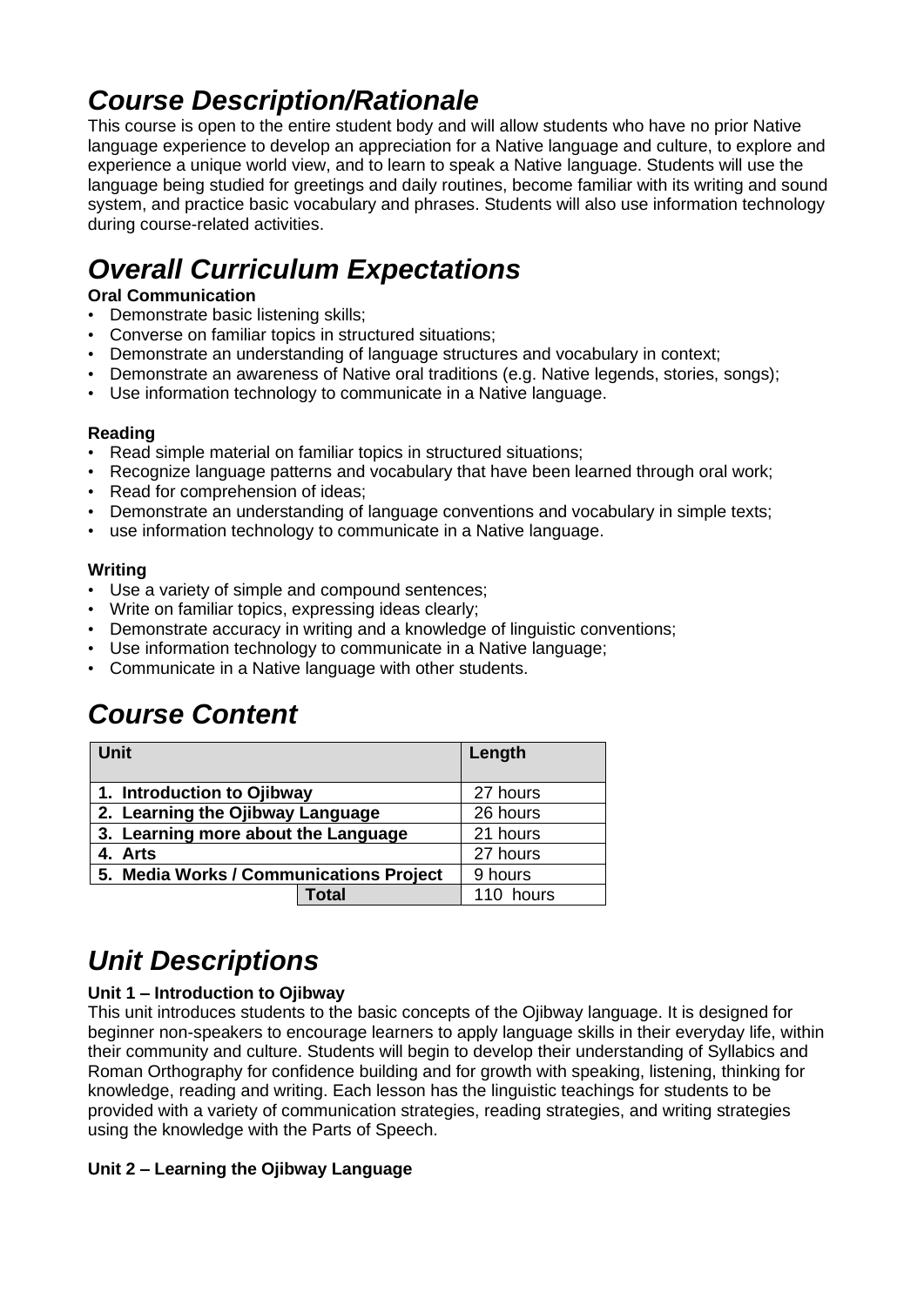## *Course Description/Rationale*

This course is open to the entire student body and will allow students who have no prior Native language experience to develop an appreciation for a Native language and culture, to explore and experience a unique world view, and to learn to speak a Native language. Students will use the language being studied for greetings and daily routines, become familiar with its writing and sound system, and practice basic vocabulary and phrases. Students will also use information technology during course-related activities.

## *Overall Curriculum Expectations*

**Oral Communication**

- Demonstrate basic listening skills;
- Converse on familiar topics in structured situations;
- Demonstrate an understanding of language structures and vocabulary in context;
- Demonstrate an awareness of Native oral traditions (e.g. Native legends, stories, songs);
- Use information technology to communicate in a Native language.

**Reading**

- Read simple material on familiar topics in structured situations;
- Recognize language patterns and vocabulary that have been learned through oral work;
- Read for comprehension of ideas;
- Demonstrate an understanding of language conventions and vocabulary in simple texts;
- use information technology to communicate in a Native language.

**Writing**

- Use a variety of simple and compound sentences;
- Write on familiar topics, expressing ideas clearly;
- Demonstrate accuracy in writing and a knowledge of linguistic conventions;
- Use information technology to communicate in a Native language;
- Communicate in a Native language with other students.

## *Course Content*

| Unit | Length |
|---|---|
| **1. Introduction to Ojibway** | 27 hours |
| **2. Learning the Ojibway Language** | 26 hours |
| **3. Learning more about the Language** | 21 hours |
| **4. Arts** | 27 hours |
| **5. Media Works / Communications Project** | 9 hours |
| **Total** | 110 hours |

## *Unit Descriptions*

**Unit 1 – Introduction to Ojibway**

This unit introduces students to the basic concepts of the Ojibway language. It is designed for beginner non-speakers to encourage learners to apply language skills in their everyday life, within their community and culture. Students will begin to develop their understanding of Syllabics and Roman Orthography for confidence building and for growth with speaking, listening, thinking for knowledge, reading and writing. Each lesson has the linguistic teachings for students to be provided with a variety of communication strategies, reading strategies, and writing strategies using the knowledge with the Parts of Speech.

**Unit 2 – Learning the Ojibway Language**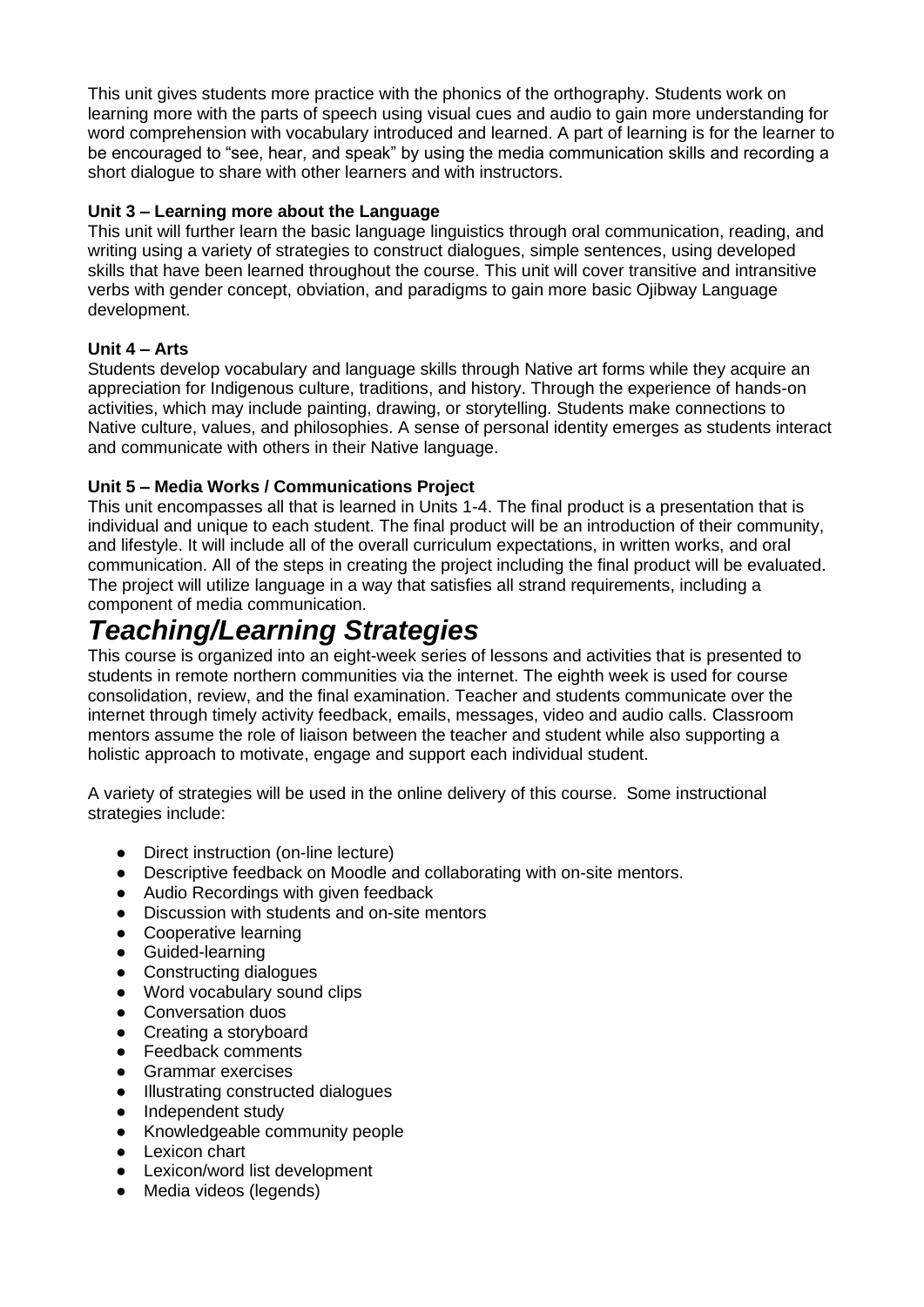This unit gives students more practice with the phonics of the orthography. Students work on learning more with the parts of speech using visual cues and audio to gain more understanding for word comprehension with vocabulary introduced and learned. A part of learning is for the learner to be encouraged to "see, hear, and speak" by using the media communication skills and recording a short dialogue to share with other learners and with instructors.

**Unit 3 – Learning more about the Language**
This unit will further learn the basic language linguistics through oral communication, reading, and writing using a variety of strategies to construct dialogues, simple sentences, using developed skills that have been learned throughout the course. This unit will cover transitive and intransitive verbs with gender concept, obviation, and paradigms to gain more basic Ojibway Language development.

**Unit 4 – Arts**
Students develop vocabulary and language skills through Native art forms while they acquire an appreciation for Indigenous culture, traditions, and history. Through the experience of hands-on activities, which may include painting, drawing, or storytelling. Students make connections to Native culture, values, and philosophies. A sense of personal identity emerges as students interact and communicate with others in their Native language.

**Unit 5 – Media Works / Communications Project**
This unit encompasses all that is learned in Units 1-4. The final product is a presentation that is individual and unique to each student. The final product will be an introduction of their community, and lifestyle. It will include all of the overall curriculum expectations, in written works, and oral communication. All of the steps in creating the project including the final product will be evaluated. The project will utilize language in a way that satisfies all strand requirements, including a component of media communication.

# *Teaching/Learning Strategies*

This course is organized into an eight-week series of lessons and activities that is presented to students in remote northern communities via the internet. The eighth week is used for course consolidation, review, and the final examination. Teacher and students communicate over the internet through timely activity feedback, emails, messages, video and audio calls. Classroom mentors assume the role of liaison between the teacher and student while also supporting a holistic approach to motivate, engage and support each individual student.

A variety of strategies will be used in the online delivery of this course. Some instructional strategies include:

- Direct instruction (on-line lecture)
- Descriptive feedback on Moodle and collaborating with on-site mentors.
- Audio Recordings with given feedback
- Discussion with students and on-site mentors
- Cooperative learning
- Guided-learning
- Constructing dialogues
- Word vocabulary sound clips
- Conversation duos
- Creating a storyboard
- Feedback comments
- Grammar exercises
- Illustrating constructed dialogues
- Independent study
- Knowledgeable community people
- Lexicon chart
- Lexicon/word list development
- Media videos (legends)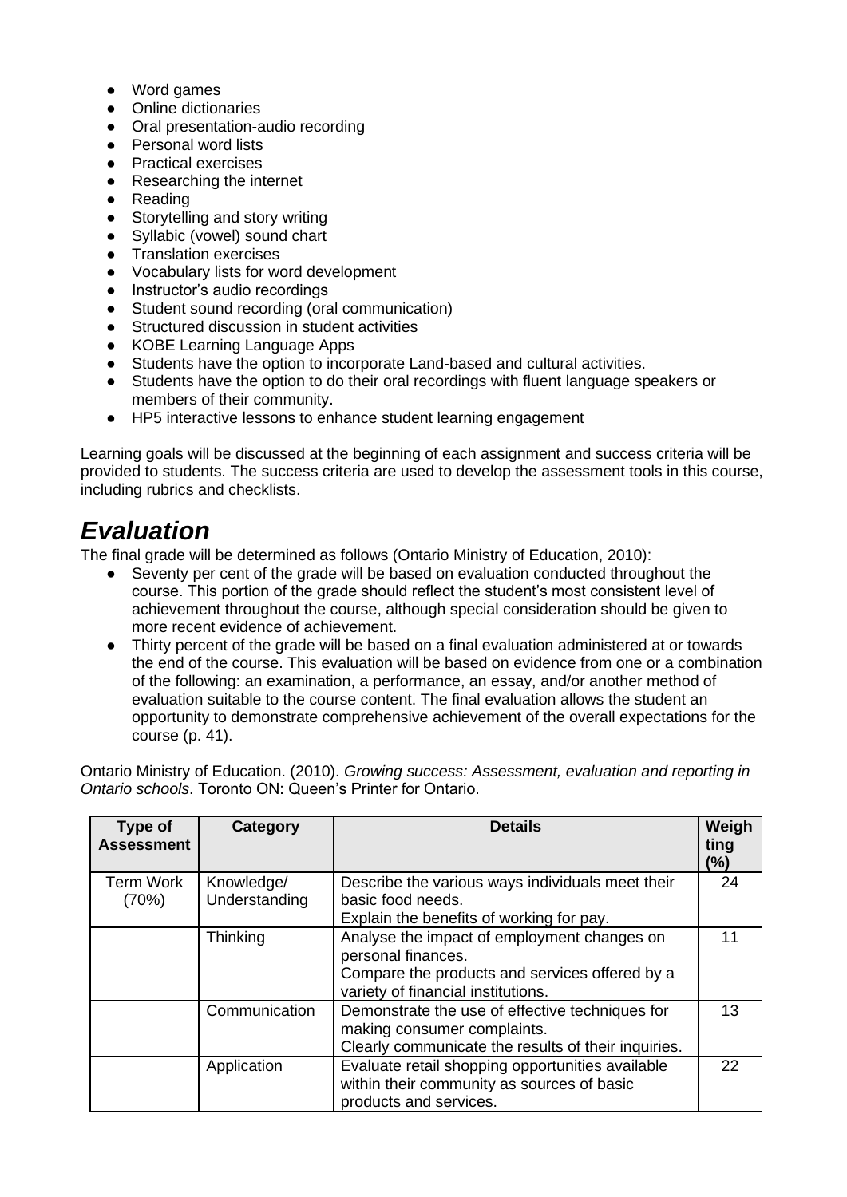- Word games
- Online dictionaries
- Oral presentation-audio recording
- Personal word lists
- Practical exercises
- Researching the internet
- Reading
- Storytelling and story writing
- Syllabic (vowel) sound chart
- Translation exercises
- Vocabulary lists for word development
- Instructor's audio recordings
- Student sound recording (oral communication)
- Structured discussion in student activities
- KOBE Learning Language Apps
- Students have the option to incorporate Land-based and cultural activities.
- Students have the option to do their oral recordings with fluent language speakers or members of their community.
- HP5 interactive lessons to enhance student learning engagement

Learning goals will be discussed at the beginning of each assignment and success criteria will be provided to students. The success criteria are used to develop the assessment tools in this course, including rubrics and checklists.

# *Evaluation*

The final grade will be determined as follows (Ontario Ministry of Education, 2010):

- Seventy per cent of the grade will be based on evaluation conducted throughout the course. This portion of the grade should reflect the student's most consistent level of achievement throughout the course, although special consideration should be given to more recent evidence of achievement.
- Thirty percent of the grade will be based on a final evaluation administered at or towards the end of the course. This evaluation will be based on evidence from one or a combination of the following: an examination, a performance, an essay, and/or another method of evaluation suitable to the course content. The final evaluation allows the student an opportunity to demonstrate comprehensive achievement of the overall expectations for the course (p. 41).

Ontario Ministry of Education. (2010). *Growing success: Assessment, evaluation and reporting in Ontario schools*. Toronto ON: Queen's Printer for Ontario.

| Type of Assessment | Category | Details | Weighting (%) |
|---|---|---|---|
| Term Work (70%) | Knowledge/ Understanding | Describe the various ways individuals meet their basic food needs.<br>Explain the benefits of working for pay. | 24 |
| | Thinking | Analyse the impact of employment changes on personal finances.<br>Compare the products and services offered by a variety of financial institutions. | 11 |
| | Communication | Demonstrate the use of effective techniques for making consumer complaints.<br>Clearly communicate the results of their inquiries. | 13 |
| | Application | Evaluate retail shopping opportunities available within their community as sources of basic products and services. | 22 |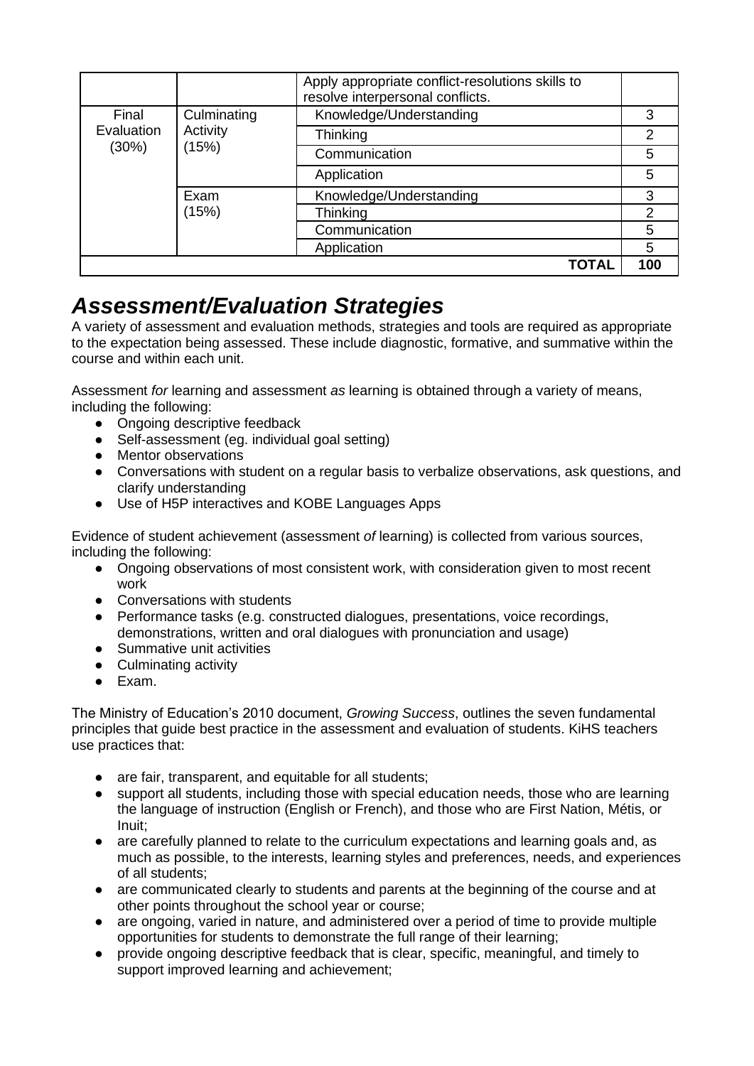| | | | |
|---|---|---|---|
| | | Apply appropriate conflict-resolutions skills to resolve interpersonal conflicts. | |
| Final Evaluation (30%) | Culminating Activity (15%) | Knowledge/Understanding | 3 |
| | | Thinking | 2 |
| | | Communication | 5 |
| | | Application | 5 |
| | Exam (15%) | Knowledge/Understanding | 3 |
| | | Thinking | 2 |
| | | Communication | 5 |
| | | Application | 5 |
| | | **TOTAL** | **100** |

## *Assessment/Evaluation Strategies*

A variety of assessment and evaluation methods, strategies and tools are required as appropriate to the expectation being assessed. These include diagnostic, formative, and summative within the course and within each unit.

Assessment *for* learning and assessment *as* learning is obtained through a variety of means, including the following:

- Ongoing descriptive feedback
- Self-assessment (eg. individual goal setting)
- Mentor observations
- Conversations with student on a regular basis to verbalize observations, ask questions, and clarify understanding
- Use of H5P interactives and KOBE Languages Apps

Evidence of student achievement (assessment *of* learning) is collected from various sources, including the following:

- Ongoing observations of most consistent work, with consideration given to most recent work
- Conversations with students
- Performance tasks (e.g. constructed dialogues, presentations, voice recordings, demonstrations, written and oral dialogues with pronunciation and usage)
- Summative unit activities
- Culminating activity
- Exam.

The Ministry of Education's 2010 document, *Growing Success*, outlines the seven fundamental principles that guide best practice in the assessment and evaluation of students. KiHS teachers use practices that:

- are fair, transparent, and equitable for all students;
- support all students, including those with special education needs, those who are learning the language of instruction (English or French), and those who are First Nation, Métis, or Inuit;
- are carefully planned to relate to the curriculum expectations and learning goals and, as much as possible, to the interests, learning styles and preferences, needs, and experiences of all students;
- are communicated clearly to students and parents at the beginning of the course and at other points throughout the school year or course;
- are ongoing, varied in nature, and administered over a period of time to provide multiple opportunities for students to demonstrate the full range of their learning;
- provide ongoing descriptive feedback that is clear, specific, meaningful, and timely to support improved learning and achievement;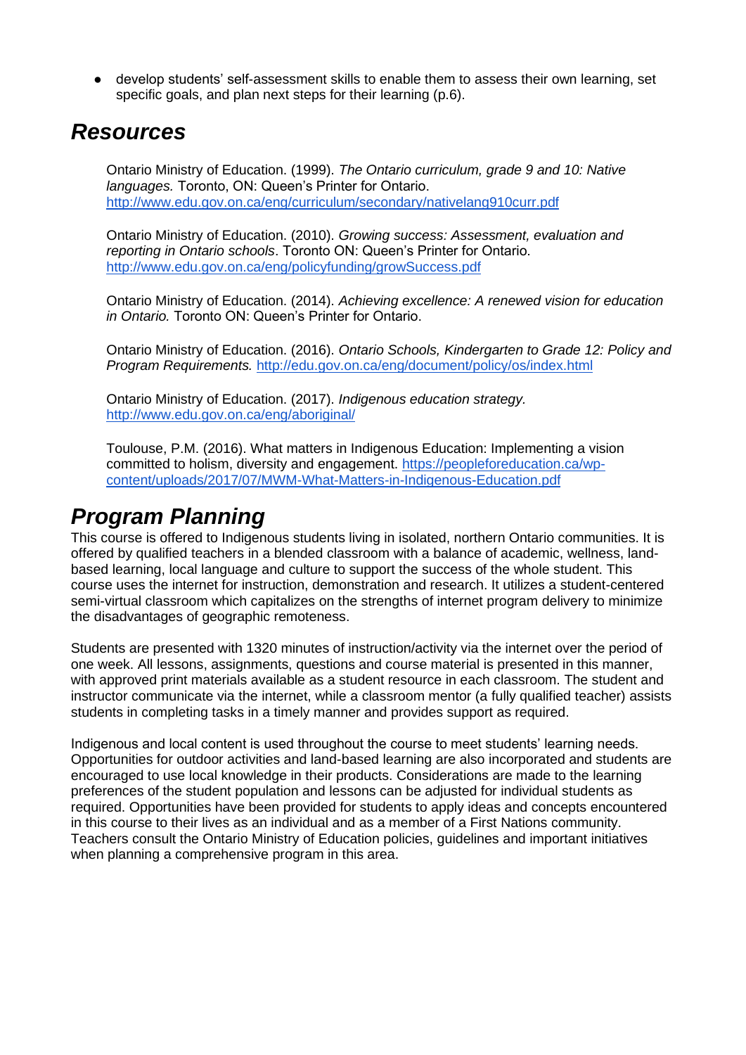- develop students' self-assessment skills to enable them to assess their own learning, set specific goals, and plan next steps for their learning (p.6).

## *Resources*

Ontario Ministry of Education. (1999). *The Ontario curriculum, grade 9 and 10: Native languages.* Toronto, ON: Queen's Printer for Ontario. http://www.edu.gov.on.ca/eng/curriculum/secondary/nativelang910curr.pdf

Ontario Ministry of Education. (2010). *Growing success: Assessment, evaluation and reporting in Ontario schools*. Toronto ON: Queen's Printer for Ontario. http://www.edu.gov.on.ca/eng/policyfunding/growSuccess.pdf

Ontario Ministry of Education. (2014). *Achieving excellence: A renewed vision for education in Ontario.* Toronto ON: Queen's Printer for Ontario.

Ontario Ministry of Education. (2016). *Ontario Schools, Kindergarten to Grade 12: Policy and Program Requirements.* http://edu.gov.on.ca/eng/document/policy/os/index.html

Ontario Ministry of Education. (2017). *Indigenous education strategy.* http://www.edu.gov.on.ca/eng/aboriginal/

Toulouse, P.M. (2016). What matters in Indigenous Education: Implementing a vision committed to holism, diversity and engagement. https://peopleforeducation.ca/wp-content/uploads/2017/07/MWM-What-Matters-in-Indigenous-Education.pdf

# *Program Planning*

This course is offered to Indigenous students living in isolated, northern Ontario communities. It is offered by qualified teachers in a blended classroom with a balance of academic, wellness, land-based learning, local language and culture to support the success of the whole student. This course uses the internet for instruction, demonstration and research. It utilizes a student-centered semi-virtual classroom which capitalizes on the strengths of internet program delivery to minimize the disadvantages of geographic remoteness.

Students are presented with 1320 minutes of instruction/activity via the internet over the period of one week. All lessons, assignments, questions and course material is presented in this manner, with approved print materials available as a student resource in each classroom. The student and instructor communicate via the internet, while a classroom mentor (a fully qualified teacher) assists students in completing tasks in a timely manner and provides support as required.

Indigenous and local content is used throughout the course to meet students' learning needs. Opportunities for outdoor activities and land-based learning are also incorporated and students are encouraged to use local knowledge in their products. Considerations are made to the learning preferences of the student population and lessons can be adjusted for individual students as required. Opportunities have been provided for students to apply ideas and concepts encountered in this course to their lives as an individual and as a member of a First Nations community. Teachers consult the Ontario Ministry of Education policies, guidelines and important initiatives when planning a comprehensive program in this area.